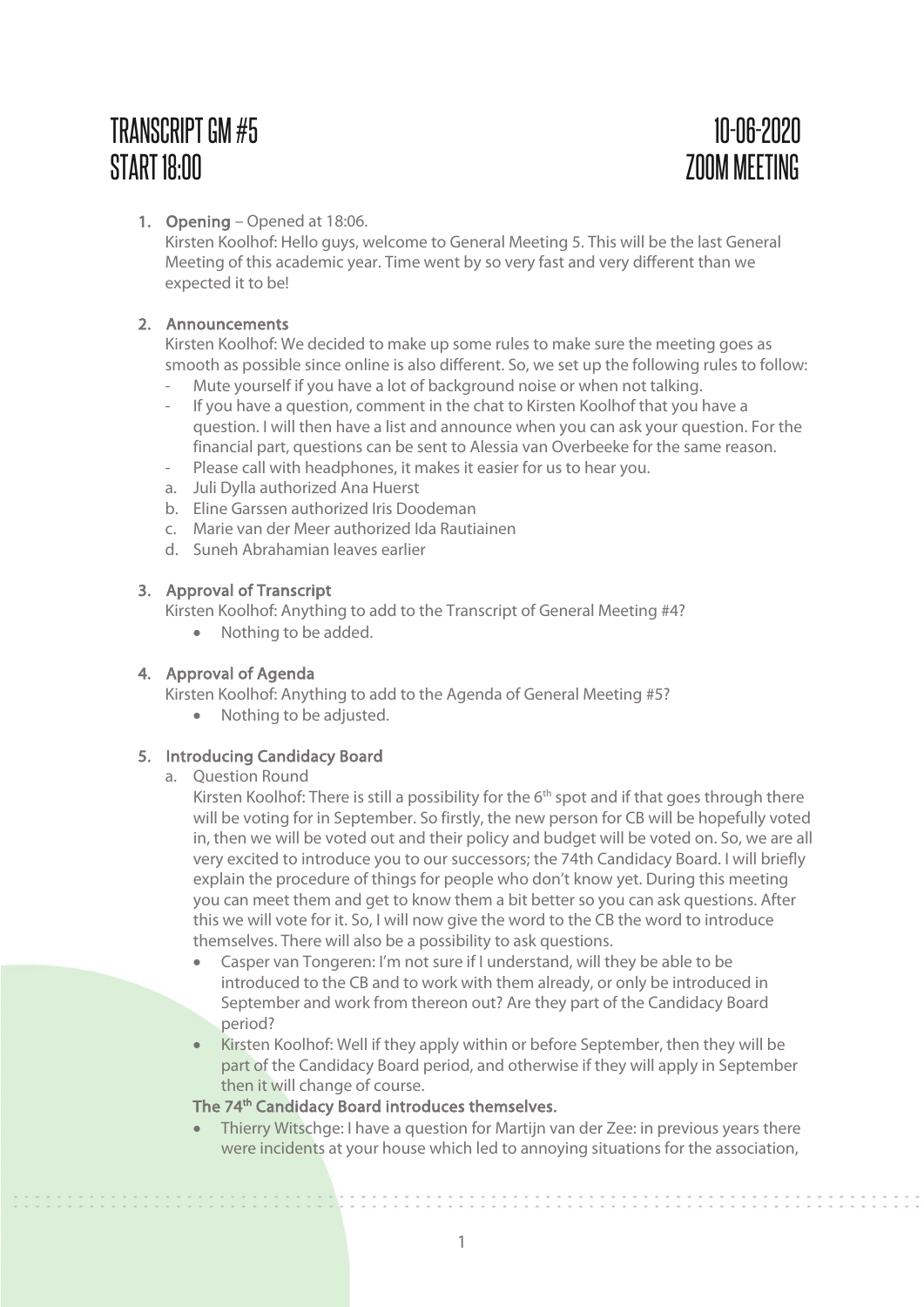# TRANSCRIPT GM #5 — 10-06-2020
## START 18:00 — ZOOM MEETING

1. **Opening** – Opened at 18:06.
   Kirsten Koolhof: Hello guys, welcome to General Meeting 5. This will be the last General Meeting of this academic year. Time went by so very fast and very different than we expected it to be!

2. **Announcements**
   Kirsten Koolhof: We decided to make up some rules to make sure the meeting goes as smooth as possible since online is also different. So, we set up the following rules to follow:
   - Mute yourself if you have a lot of background noise or when not talking.
   - If you have a question, comment in the chat to Kirsten Koolhof that you have a question. I will then have a list and announce when you can ask your question. For the financial part, questions can be sent to Alessia van Overbeeke for the same reason.
   - Please call with headphones, it makes it easier for us to hear you.

   a. Juli Dylla authorized Ana Huerst
   b. Eline Garssen authorized Iris Doodeman
   c. Marie van der Meer authorized Ida Rautiainen
   d. Suneh Abrahamian leaves earlier

3. **Approval of Transcript**
   Kirsten Koolhof: Anything to add to the Transcript of General Meeting #4?
   - Nothing to be added.

4. **Approval of Agenda**
   Kirsten Koolhof: Anything to add to the Agenda of General Meeting #5?
   - Nothing to be adjusted.

5. **Introducing Candidacy Board**
   a. Question Round
   Kirsten Koolhof: There is still a possibility for the 6th spot and if that goes through there will be voting for in September. So firstly, the new person for CB will be hopefully voted in, then we will be voted out and their policy and budget will be voted on. So, we are all very excited to introduce you to our successors; the 74th Candidacy Board. I will briefly explain the procedure of things for people who don't know yet. During this meeting you can meet them and get to know them a bit better so you can ask questions. After this we will vote for it. So, I will now give the word to the CB the word to introduce themselves. There will also be a possibility to ask questions.
   - Casper van Tongeren: I'm not sure if I understand, will they be able to be introduced to the CB and to work with them already, or only be introduced in September and work from thereon out? Are they part of the Candidacy Board period?
   - Kirsten Koolhof: Well if they apply within or before September, then they will be part of the Candidacy Board period, and otherwise if they will apply in September then it will change of course.

   **The 74th Candidacy Board introduces themselves.**
   - Thierry Witschge: I have a question for Martijn van der Zee: in previous years there were incidents at your house which led to annoying situations for the association,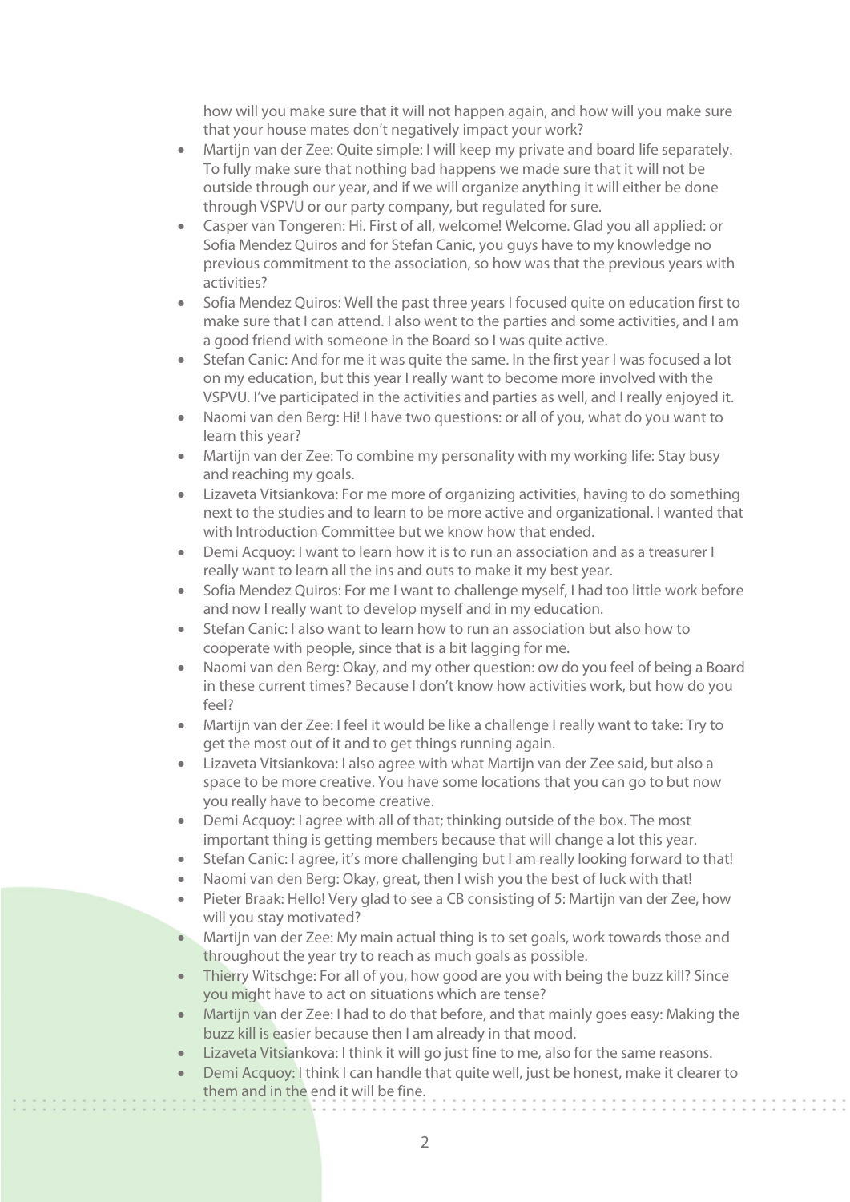how will you make sure that it will not happen again, and how will you make sure that your house mates don't negatively impact your work?

- Martijn van der Zee: Quite simple: I will keep my private and board life separately. To fully make sure that nothing bad happens we made sure that it will not be outside through our year, and if we will organize anything it will either be done through VSPVU or our party company, but regulated for sure.
- Casper van Tongeren: Hi. First of all, welcome! Welcome. Glad you all applied: or Sofia Mendez Quiros and for Stefan Canic, you guys have to my knowledge no previous commitment to the association, so how was that the previous years with activities?
- Sofia Mendez Quiros: Well the past three years I focused quite on education first to make sure that I can attend. I also went to the parties and some activities, and I am a good friend with someone in the Board so I was quite active.
- Stefan Canic: And for me it was quite the same. In the first year I was focused a lot on my education, but this year I really want to become more involved with the VSPVU. I've participated in the activities and parties as well, and I really enjoyed it.
- Naomi van den Berg: Hi! I have two questions: or all of you, what do you want to learn this year?
- Martijn van der Zee: To combine my personality with my working life: Stay busy and reaching my goals.
- Lizaveta Vitsiankova: For me more of organizing activities, having to do something next to the studies and to learn to be more active and organizational. I wanted that with Introduction Committee but we know how that ended.
- Demi Acquoy: I want to learn how it is to run an association and as a treasurer I really want to learn all the ins and outs to make it my best year.
- Sofia Mendez Quiros: For me I want to challenge myself, I had too little work before and now I really want to develop myself and in my education.
- Stefan Canic: I also want to learn how to run an association but also how to cooperate with people, since that is a bit lagging for me.
- Naomi van den Berg: Okay, and my other question: ow do you feel of being a Board in these current times? Because I don't know how activities work, but how do you feel?
- Martijn van der Zee: I feel it would be like a challenge I really want to take: Try to get the most out of it and to get things running again.
- Lizaveta Vitsiankova: I also agree with what Martijn van der Zee said, but also a space to be more creative. You have some locations that you can go to but now you really have to become creative.
- Demi Acquoy: I agree with all of that; thinking outside of the box. The most important thing is getting members because that will change a lot this year.
- Stefan Canic: I agree, it's more challenging but I am really looking forward to that!
- Naomi van den Berg: Okay, great, then I wish you the best of luck with that!
- Pieter Braak: Hello! Very glad to see a CB consisting of 5: Martijn van der Zee, how will you stay motivated?
- Martijn van der Zee: My main actual thing is to set goals, work towards those and throughout the year try to reach as much goals as possible.
- Thierry Witschge: For all of you, how good are you with being the buzz kill? Since you might have to act on situations which are tense?
- Martijn van der Zee: I had to do that before, and that mainly goes easy: Making the buzz kill is easier because then I am already in that mood.
- Lizaveta Vitsiankova: I think it will go just fine to me, also for the same reasons.
- Demi Acquoy: I think I can handle that quite well, just be honest, make it clearer to them and in the end it will be fine.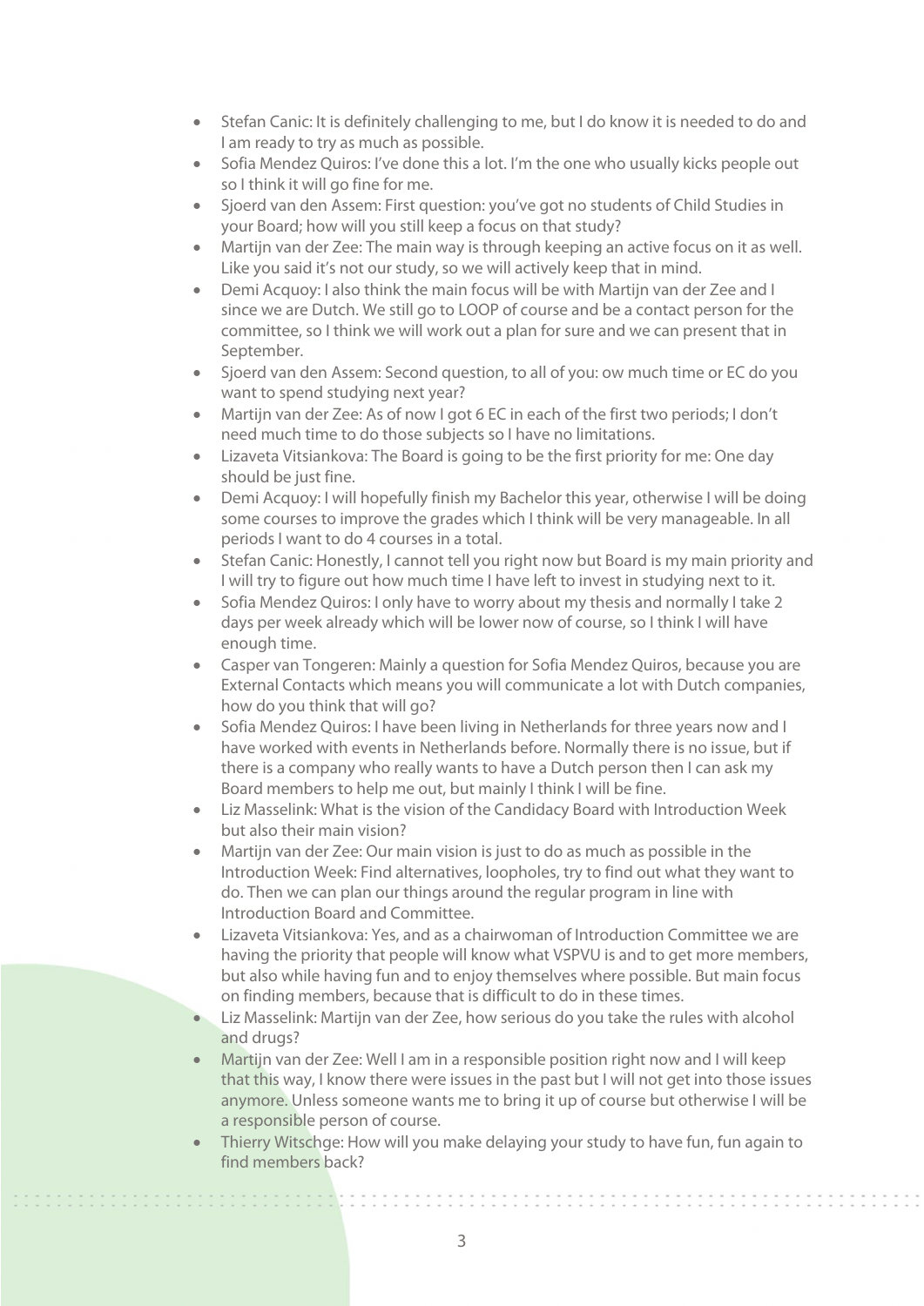- Stefan Canic: It is definitely challenging to me, but I do know it is needed to do and I am ready to try as much as possible.
- Sofia Mendez Quiros: I've done this a lot. I'm the one who usually kicks people out so I think it will go fine for me.
- Sjoerd van den Assem: First question: you've got no students of Child Studies in your Board; how will you still keep a focus on that study?
- Martijn van der Zee: The main way is through keeping an active focus on it as well. Like you said it's not our study, so we will actively keep that in mind.
- Demi Acquoy: I also think the main focus will be with Martijn van der Zee and I since we are Dutch. We still go to LOOP of course and be a contact person for the committee, so I think we will work out a plan for sure and we can present that in September.
- Sjoerd van den Assem: Second question, to all of you: ow much time or EC do you want to spend studying next year?
- Martijn van der Zee: As of now I got 6 EC in each of the first two periods; I don't need much time to do those subjects so I have no limitations.
- Lizaveta Vitsiankova: The Board is going to be the first priority for me: One day should be just fine.
- Demi Acquoy: I will hopefully finish my Bachelor this year, otherwise I will be doing some courses to improve the grades which I think will be very manageable. In all periods I want to do 4 courses in a total.
- Stefan Canic: Honestly, I cannot tell you right now but Board is my main priority and I will try to figure out how much time I have left to invest in studying next to it.
- Sofia Mendez Quiros: I only have to worry about my thesis and normally I take 2 days per week already which will be lower now of course, so I think I will have enough time.
- Casper van Tongeren: Mainly a question for Sofia Mendez Quiros, because you are External Contacts which means you will communicate a lot with Dutch companies, how do you think that will go?
- Sofia Mendez Quiros: I have been living in Netherlands for three years now and I have worked with events in Netherlands before. Normally there is no issue, but if there is a company who really wants to have a Dutch person then I can ask my Board members to help me out, but mainly I think I will be fine.
- Liz Masselink: What is the vision of the Candidacy Board with Introduction Week but also their main vision?
- Martijn van der Zee: Our main vision is just to do as much as possible in the Introduction Week: Find alternatives, loopholes, try to find out what they want to do. Then we can plan our things around the regular program in line with Introduction Board and Committee.
- Lizaveta Vitsiankova: Yes, and as a chairwoman of Introduction Committee we are having the priority that people will know what VSPVU is and to get more members, but also while having fun and to enjoy themselves where possible. But main focus on finding members, because that is difficult to do in these times.
- Liz Masselink: Martijn van der Zee, how serious do you take the rules with alcohol and drugs?
- Martijn van der Zee: Well I am in a responsible position right now and I will keep that this way, I know there were issues in the past but I will not get into those issues anymore. Unless someone wants me to bring it up of course but otherwise I will be a responsible person of course.
- Thierry Witschge: How will you make delaying your study to have fun, fun again to find members back?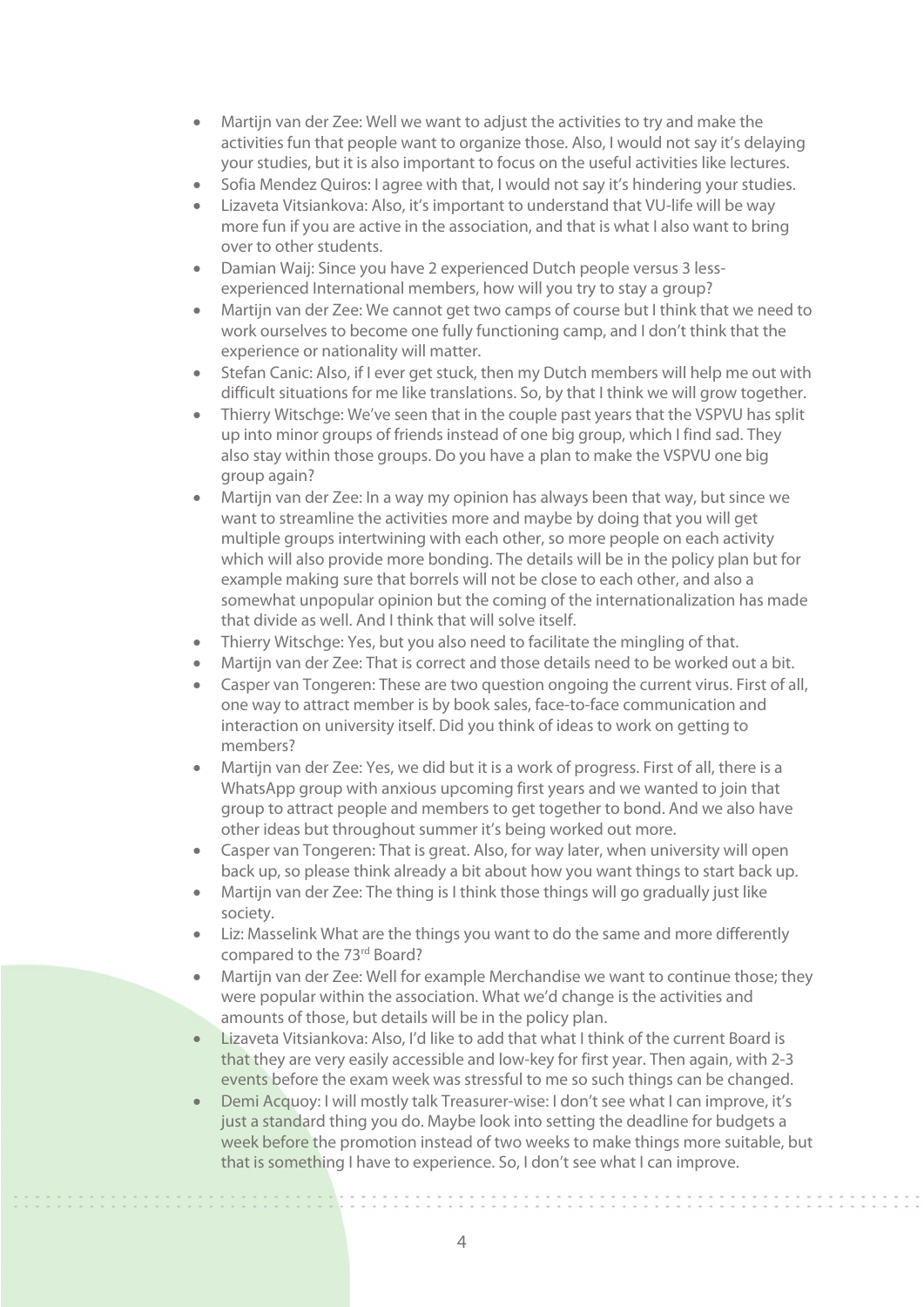- Martijn van der Zee: Well we want to adjust the activities to try and make the activities fun that people want to organize those. Also, I would not say it's delaying your studies, but it is also important to focus on the useful activities like lectures.
- Sofia Mendez Quiros: I agree with that, I would not say it's hindering your studies.
- Lizaveta Vitsiankova: Also, it's important to understand that VU-life will be way more fun if you are active in the association, and that is what I also want to bring over to other students.
- Damian Waij: Since you have 2 experienced Dutch people versus 3 less-experienced International members, how will you try to stay a group?
- Martijn van der Zee: We cannot get two camps of course but I think that we need to work ourselves to become one fully functioning camp, and I don't think that the experience or nationality will matter.
- Stefan Canic: Also, if I ever get stuck, then my Dutch members will help me out with difficult situations for me like translations. So, by that I think we will grow together.
- Thierry Witschge: We've seen that in the couple past years that the VSPVU has split up into minor groups of friends instead of one big group, which I find sad. They also stay within those groups. Do you have a plan to make the VSPVU one big group again?
- Martijn van der Zee: In a way my opinion has always been that way, but since we want to streamline the activities more and maybe by doing that you will get multiple groups intertwining with each other, so more people on each activity which will also provide more bonding. The details will be in the policy plan but for example making sure that borrels will not be close to each other, and also a somewhat unpopular opinion but the coming of the internationalization has made that divide as well. And I think that will solve itself.
- Thierry Witschge: Yes, but you also need to facilitate the mingling of that.
- Martijn van der Zee: That is correct and those details need to be worked out a bit.
- Casper van Tongeren: These are two question ongoing the current virus. First of all, one way to attract member is by book sales, face-to-face communication and interaction on university itself. Did you think of ideas to work on getting to members?
- Martijn van der Zee: Yes, we did but it is a work of progress. First of all, there is a WhatsApp group with anxious upcoming first years and we wanted to join that group to attract people and members to get together to bond. And we also have other ideas but throughout summer it's being worked out more.
- Casper van Tongeren: That is great. Also, for way later, when university will open back up, so please think already a bit about how you want things to start back up.
- Martijn van der Zee: The thing is I think those things will go gradually just like society.
- Liz: Masselink What are the things you want to do the same and more differently compared to the 73rd Board?
- Martijn van der Zee: Well for example Merchandise we want to continue those; they were popular within the association. What we'd change is the activities and amounts of those, but details will be in the policy plan.
- Lizaveta Vitsiankova: Also, I'd like to add that what I think of the current Board is that they are very easily accessible and low-key for first year. Then again, with 2-3 events before the exam week was stressful to me so such things can be changed.
- Demi Acquoy: I will mostly talk Treasurer-wise: I don't see what I can improve, it's just a standard thing you do. Maybe look into setting the deadline for budgets a week before the promotion instead of two weeks to make things more suitable, but that is something I have to experience. So, I don't see what I can improve.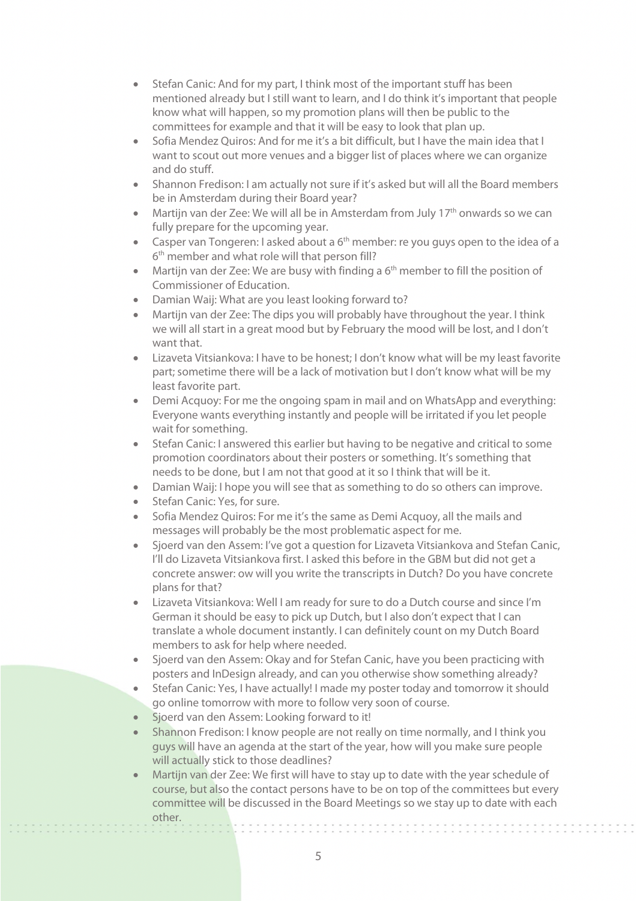- Stefan Canic: And for my part, I think most of the important stuff has been mentioned already but I still want to learn, and I do think it's important that people know what will happen, so my promotion plans will then be public to the committees for example and that it will be easy to look that plan up.
- Sofia Mendez Quiros: And for me it's a bit difficult, but I have the main idea that I want to scout out more venues and a bigger list of places where we can organize and do stuff.
- Shannon Fredison: I am actually not sure if it's asked but will all the Board members be in Amsterdam during their Board year?
- Martijn van der Zee: We will all be in Amsterdam from July 17th onwards so we can fully prepare for the upcoming year.
- Casper van Tongeren: I asked about a 6th member: re you guys open to the idea of a 6th member and what role will that person fill?
- Martijn van der Zee: We are busy with finding a 6th member to fill the position of Commissioner of Education.
- Damian Waij: What are you least looking forward to?
- Martijn van der Zee: The dips you will probably have throughout the year. I think we will all start in a great mood but by February the mood will be lost, and I don't want that.
- Lizaveta Vitsiankova: I have to be honest; I don't know what will be my least favorite part; sometime there will be a lack of motivation but I don't know what will be my least favorite part.
- Demi Acquoy: For me the ongoing spam in mail and on WhatsApp and everything: Everyone wants everything instantly and people will be irritated if you let people wait for something.
- Stefan Canic: I answered this earlier but having to be negative and critical to some promotion coordinators about their posters or something. It's something that needs to be done, but I am not that good at it so I think that will be it.
- Damian Waij: I hope you will see that as something to do so others can improve.
- Stefan Canic: Yes, for sure.
- Sofia Mendez Quiros: For me it's the same as Demi Acquoy, all the mails and messages will probably be the most problematic aspect for me.
- Sjoerd van den Assem: I've got a question for Lizaveta Vitsiankova and Stefan Canic, I'll do Lizaveta Vitsiankova first. I asked this before in the GBM but did not get a concrete answer: ow will you write the transcripts in Dutch? Do you have concrete plans for that?
- Lizaveta Vitsiankova: Well I am ready for sure to do a Dutch course and since I'm German it should be easy to pick up Dutch, but I also don't expect that I can translate a whole document instantly. I can definitely count on my Dutch Board members to ask for help where needed.
- Sjoerd van den Assem: Okay and for Stefan Canic, have you been practicing with posters and InDesign already, and can you otherwise show something already?
- Stefan Canic: Yes, I have actually! I made my poster today and tomorrow it should go online tomorrow with more to follow very soon of course.
- Sjoerd van den Assem: Looking forward to it!
- Shannon Fredison: I know people are not really on time normally, and I think you guys will have an agenda at the start of the year, how will you make sure people will actually stick to those deadlines?
- Martijn van der Zee: We first will have to stay up to date with the year schedule of course, but also the contact persons have to be on top of the committees but every committee will be discussed in the Board Meetings so we stay up to date with each other.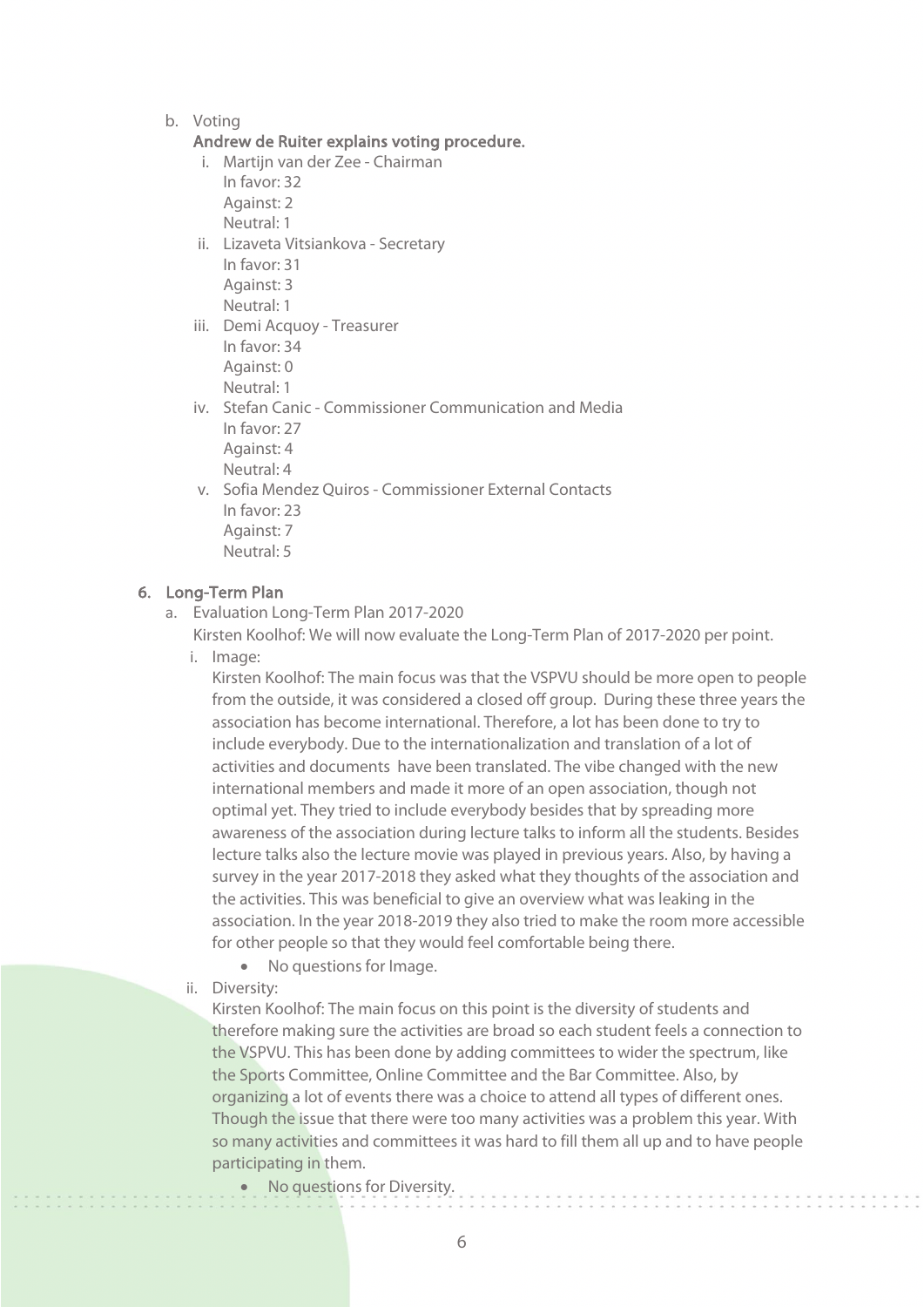b. Voting

**Andrew de Ruiter explains voting procedure.**

i. Martijn van der Zee - Chairman
   In favor: 32
   Against: 2
   Neutral: 1

ii. Lizaveta Vitsiankova - Secretary
   In favor: 31
   Against: 3
   Neutral: 1

iii. Demi Acquoy - Treasurer
   In favor: 34
   Against: 0
   Neutral: 1

iv. Stefan Canic - Commissioner Communication and Media
   In favor: 27
   Against: 4
   Neutral: 4

v. Sofia Mendez Quiros - Commissioner External Contacts
   In favor: 23
   Against: 7
   Neutral: 5

## 6. Long-Term Plan

a. Evaluation Long-Term Plan 2017-2020

Kirsten Koolhof: We will now evaluate the Long-Term Plan of 2017-2020 per point.

i. Image:

Kirsten Koolhof: The main focus was that the VSPVU should be more open to people from the outside, it was considered a closed off group. During these three years the association has become international. Therefore, a lot has been done to try to include everybody. Due to the internationalization and translation of a lot of activities and documents have been translated. The vibe changed with the new international members and made it more of an open association, though not optimal yet. They tried to include everybody besides that by spreading more awareness of the association during lecture talks to inform all the students. Besides lecture talks also the lecture movie was played in previous years. Also, by having a survey in the year 2017-2018 they asked what they thoughts of the association and the activities. This was beneficial to give an overview what was leaking in the association. In the year 2018-2019 they also tried to make the room more accessible for other people so that they would feel comfortable being there.

- No questions for Image.

ii. Diversity:

Kirsten Koolhof: The main focus on this point is the diversity of students and therefore making sure the activities are broad so each student feels a connection to the VSPVU. This has been done by adding committees to wider the spectrum, like the Sports Committee, Online Committee and the Bar Committee. Also, by organizing a lot of events there was a choice to attend all types of different ones. Though the issue that there were too many activities was a problem this year. With so many activities and committees it was hard to fill them all up and to have people participating in them.

- No questions for Diversity.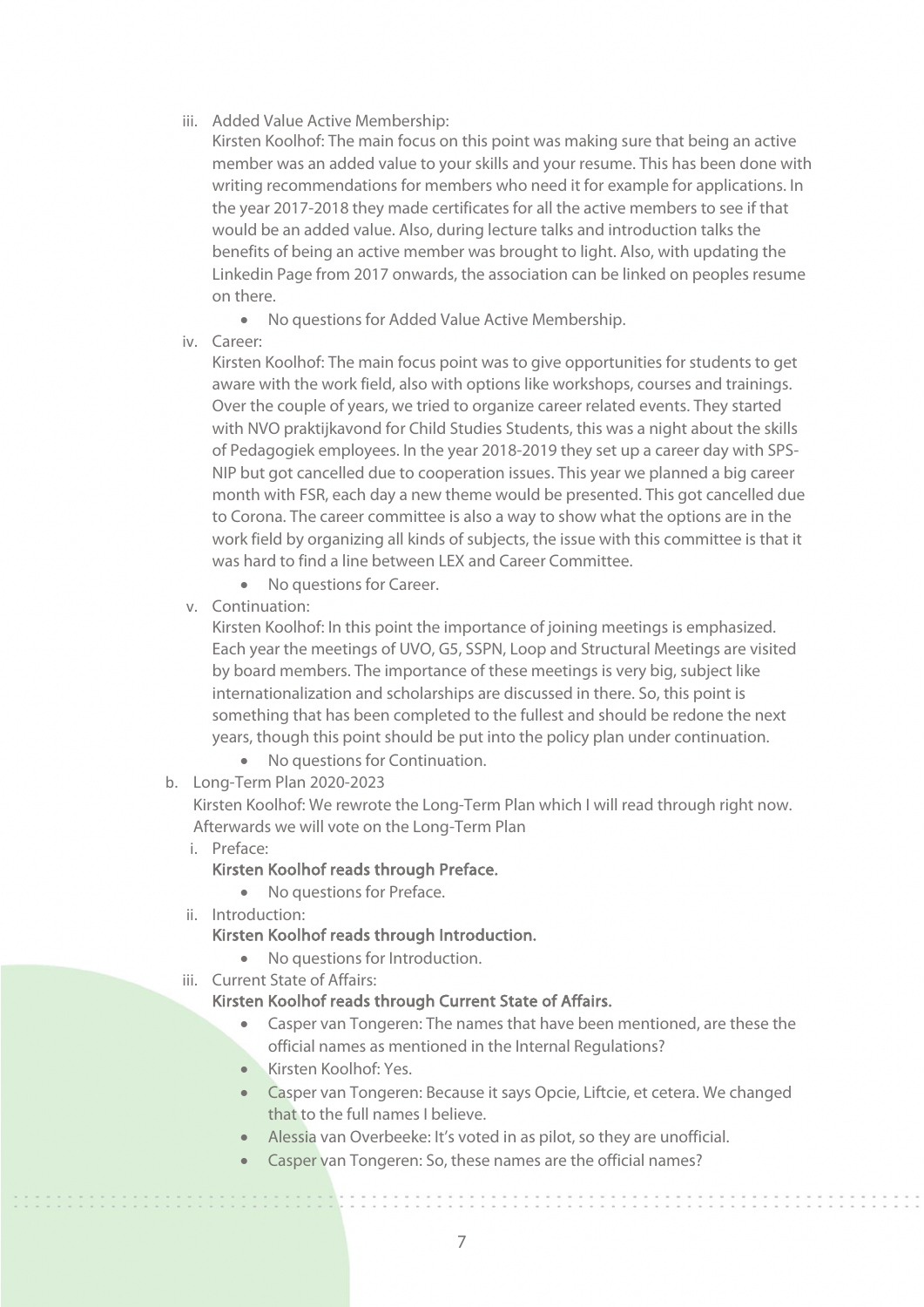iii. Added Value Active Membership:

   Kirsten Koolhof: The main focus on this point was making sure that being an active member was an added value to your skills and your resume. This has been done with writing recommendations for members who need it for example for applications. In the year 2017-2018 they made certificates for all the active members to see if that would be an added value. Also, during lecture talks and introduction talks the benefits of being an active member was brought to light. Also, with updating the Linkedin Page from 2017 onwards, the association can be linked on peoples resume on there.

   - No questions for Added Value Active Membership.

iv. Career:

   Kirsten Koolhof: The main focus point was to give opportunities for students to get aware with the work field, also with options like workshops, courses and trainings. Over the couple of years, we tried to organize career related events. They started with NVO praktijkavond for Child Studies Students, this was a night about the skills of Pedagogiek employees. In the year 2018-2019 they set up a career day with SPS-NIP but got cancelled due to cooperation issues. This year we planned a big career month with FSR, each day a new theme would be presented. This got cancelled due to Corona. The career committee is also a way to show what the options are in the work field by organizing all kinds of subjects, the issue with this committee is that it was hard to find a line between LEX and Career Committee.

   - No questions for Career.

v. Continuation:

   Kirsten Koolhof: In this point the importance of joining meetings is emphasized. Each year the meetings of UVO, G5, SSPN, Loop and Structural Meetings are visited by board members. The importance of these meetings is very big, subject like internationalization and scholarships are discussed in there. So, this point is something that has been completed to the fullest and should be redone the next years, though this point should be put into the policy plan under continuation.

   - No questions for Continuation.

b. Long-Term Plan 2020-2023

   Kirsten Koolhof: We rewrote the Long-Term Plan which I will read through right now. Afterwards we will vote on the Long-Term Plan

   i. Preface:

      **Kirsten Koolhof reads through Preface.**

      - No questions for Preface.

   ii. Introduction:

      **Kirsten Koolhof reads through Introduction.**

      - No questions for Introduction.

   iii. Current State of Affairs:

      **Kirsten Koolhof reads through Current State of Affairs.**

      - Casper van Tongeren: The names that have been mentioned, are these the official names as mentioned in the Internal Regulations?
      - Kirsten Koolhof: Yes.
      - Casper van Tongeren: Because it says Opcie, Liftcie, et cetera. We changed that to the full names I believe.
      - Alessia van Overbeeke: It's voted in as pilot, so they are unofficial.
      - Casper van Tongeren: So, these names are the official names?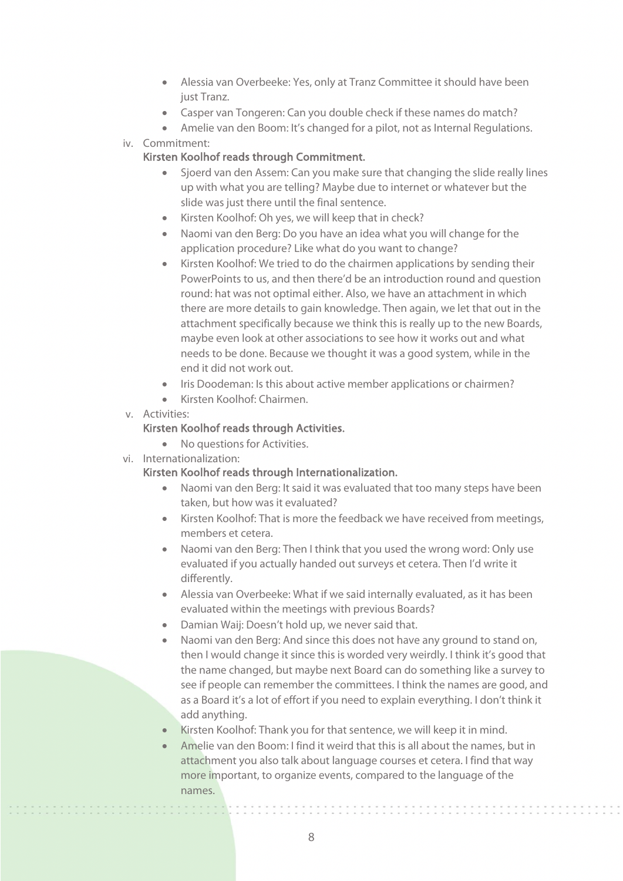- Alessia van Overbeeke: Yes, only at Tranz Committee it should have been just Tranz.
- Casper van Tongeren: Can you double check if these names do match?
- Amelie van den Boom: It's changed for a pilot, not as Internal Regulations.

iv. Commitment:

Kirsten Koolhof reads through Commitment.

- Sjoerd van den Assem: Can you make sure that changing the slide really lines up with what you are telling? Maybe due to internet or whatever but the slide was just there until the final sentence.
- Kirsten Koolhof: Oh yes, we will keep that in check?
- Naomi van den Berg: Do you have an idea what you will change for the application procedure? Like what do you want to change?
- Kirsten Koolhof: We tried to do the chairmen applications by sending their PowerPoints to us, and then there'd be an introduction round and question round: hat was not optimal either. Also, we have an attachment in which there are more details to gain knowledge. Then again, we let that out in the attachment specifically because we think this is really up to the new Boards, maybe even look at other associations to see how it works out and what needs to be done. Because we thought it was a good system, while in the end it did not work out.
- Iris Doodeman: Is this about active member applications or chairmen?
- Kirsten Koolhof: Chairmen.

v. Activities:

Kirsten Koolhof reads through Activities.

- No questions for Activities.

vi. Internationalization:

Kirsten Koolhof reads through Internationalization.

- Naomi van den Berg: It said it was evaluated that too many steps have been taken, but how was it evaluated?
- Kirsten Koolhof: That is more the feedback we have received from meetings, members et cetera.
- Naomi van den Berg: Then I think that you used the wrong word: Only use evaluated if you actually handed out surveys et cetera. Then I'd write it differently.
- Alessia van Overbeeke: What if we said internally evaluated, as it has been evaluated within the meetings with previous Boards?
- Damian Waij: Doesn't hold up, we never said that.
- Naomi van den Berg: And since this does not have any ground to stand on, then I would change it since this is worded very weirdly. I think it's good that the name changed, but maybe next Board can do something like a survey to see if people can remember the committees. I think the names are good, and as a Board it's a lot of effort if you need to explain everything. I don't think it add anything.
- Kirsten Koolhof: Thank you for that sentence, we will keep it in mind.
- Amelie van den Boom: I find it weird that this is all about the names, but in attachment you also talk about language courses et cetera. I find that way more important, to organize events, compared to the language of the names.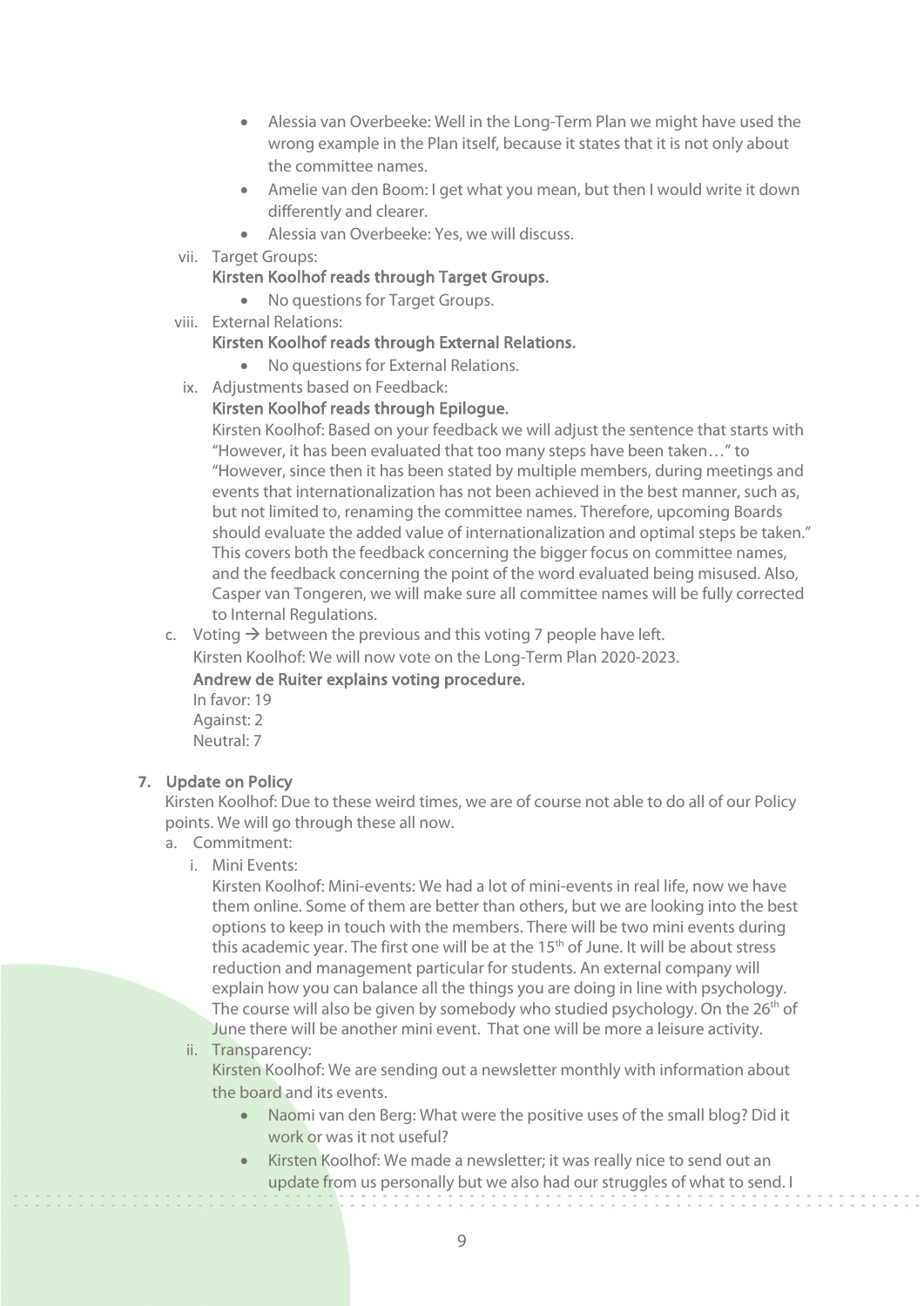- Alessia van Overbeeke: Well in the Long-Term Plan we might have used the wrong example in the Plan itself, because it states that it is not only about the committee names.
- Amelie van den Boom: I get what you mean, but then I would write it down differently and clearer.
- Alessia van Overbeeke: Yes, we will discuss.

vii. Target Groups:

**Kirsten Koolhof reads through Target Groups.**

- No questions for Target Groups.

viii. External Relations:

**Kirsten Koolhof reads through External Relations.**

- No questions for External Relations.

ix. Adjustments based on Feedback:

**Kirsten Koolhof reads through Epilogue.**

Kirsten Koolhof: Based on your feedback we will adjust the sentence that starts with "However, it has been evaluated that too many steps have been taken…" to "However, since then it has been stated by multiple members, during meetings and events that internationalization has not been achieved in the best manner, such as, but not limited to, renaming the committee names. Therefore, upcoming Boards should evaluate the added value of internationalization and optimal steps be taken." This covers both the feedback concerning the bigger focus on committee names, and the feedback concerning the point of the word evaluated being misused. Also, Casper van Tongeren, we will make sure all committee names will be fully corrected to Internal Regulations.

c. Voting → between the previous and this voting 7 people have left.

Kirsten Koolhof: We will now vote on the Long-Term Plan 2020-2023.

**Andrew de Ruiter explains voting procedure.**

In favor: 19
Against: 2
Neutral: 7

## 7. Update on Policy

Kirsten Koolhof: Due to these weird times, we are of course not able to do all of our Policy points. We will go through these all now.

a. Commitment:

i. Mini Events:

Kirsten Koolhof: Mini-events: We had a lot of mini-events in real life, now we have them online. Some of them are better than others, but we are looking into the best options to keep in touch with the members. There will be two mini events during this academic year. The first one will be at the 15th of June. It will be about stress reduction and management particular for students. An external company will explain how you can balance all the things you are doing in line with psychology. The course will also be given by somebody who studied psychology. On the 26th of June there will be another mini event. That one will be more a leisure activity.

ii. Transparency:

Kirsten Koolhof: We are sending out a newsletter monthly with information about the board and its events.

- Naomi van den Berg: What were the positive uses of the small blog? Did it work or was it not useful?
- Kirsten Koolhof: We made a newsletter; it was really nice to send out an update from us personally but we also had our struggles of what to send. I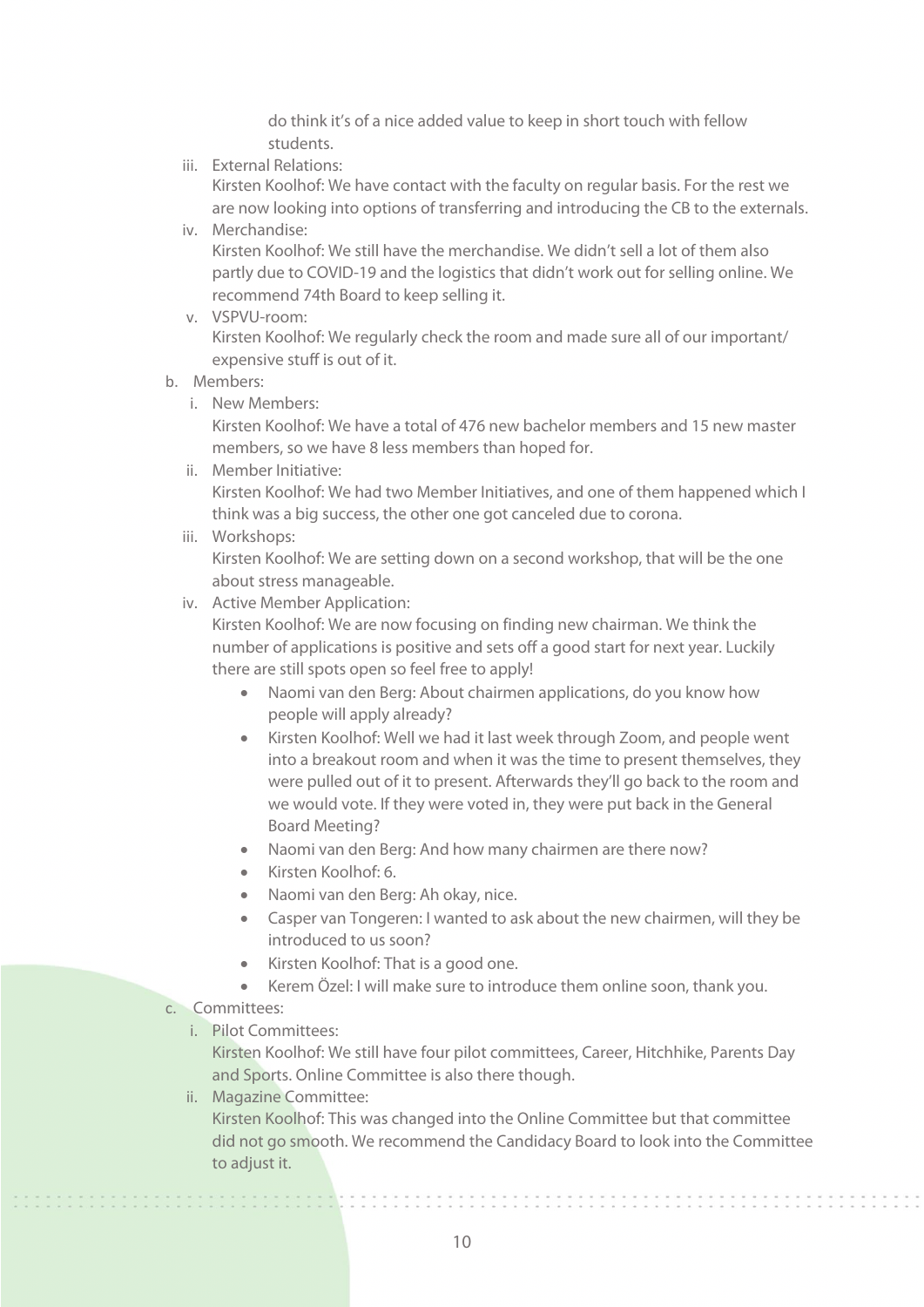do think it's of a nice added value to keep in short touch with fellow students.

iii. External Relations:
Kirsten Koolhof: We have contact with the faculty on regular basis. For the rest we are now looking into options of transferring and introducing the CB to the externals.

iv. Merchandise:
Kirsten Koolhof: We still have the merchandise. We didn't sell a lot of them also partly due to COVID-19 and the logistics that didn't work out for selling online. We recommend 74th Board to keep selling it.

v. VSPVU-room:
Kirsten Koolhof: We regularly check the room and made sure all of our important/ expensive stuff is out of it.

b. Members:

i. New Members:
Kirsten Koolhof: We have a total of 476 new bachelor members and 15 new master members, so we have 8 less members than hoped for.

ii. Member Initiative:
Kirsten Koolhof: We had two Member Initiatives, and one of them happened which I think was a big success, the other one got canceled due to corona.

iii. Workshops:
Kirsten Koolhof: We are setting down on a second workshop, that will be the one about stress manageable.

iv. Active Member Application:
Kirsten Koolhof: We are now focusing on finding new chairman. We think the number of applications is positive and sets off a good start for next year. Luckily there are still spots open so feel free to apply!

- Naomi van den Berg: About chairmen applications, do you know how people will apply already?
- Kirsten Koolhof: Well we had it last week through Zoom, and people went into a breakout room and when it was the time to present themselves, they were pulled out of it to present. Afterwards they'll go back to the room and we would vote. If they were voted in, they were put back in the General Board Meeting?
- Naomi van den Berg: And how many chairmen are there now?
- Kirsten Koolhof: 6.
- Naomi van den Berg: Ah okay, nice.
- Casper van Tongeren: I wanted to ask about the new chairmen, will they be introduced to us soon?
- Kirsten Koolhof: That is a good one.
- Kerem Özel: I will make sure to introduce them online soon, thank you.

c. Committees:

i. Pilot Committees:
Kirsten Koolhof: We still have four pilot committees, Career, Hitchhike, Parents Day and Sports. Online Committee is also there though.

ii. Magazine Committee:
Kirsten Koolhof: This was changed into the Online Committee but that committee did not go smooth. We recommend the Candidacy Board to look into the Committee to adjust it.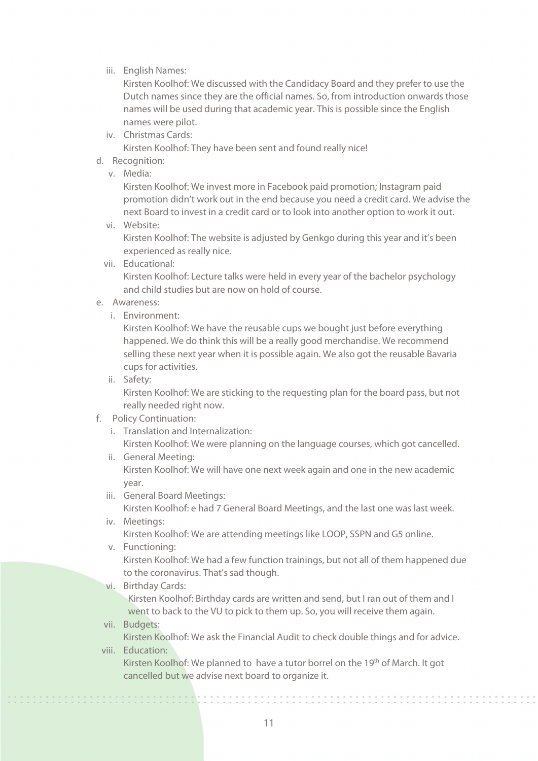iii. English Names:
   Kirsten Koolhof: We discussed with the Candidacy Board and they prefer to use the Dutch names since they are the official names. So, from introduction onwards those names will be used during that academic year. This is possible since the English names were pilot.

   iv. Christmas Cards:
   Kirsten Koolhof: They have been sent and found really nice!

d. Recognition:

   v. Media:
   Kirsten Koolhof: We invest more in Facebook paid promotion; Instagram paid promotion didn't work out in the end because you need a credit card. We advise the next Board to invest in a credit card or to look into another option to work it out.

   vi. Website:
   Kirsten Koolhof: The website is adjusted by Genkgo during this year and it's been experienced as really nice.

   vii. Educational:
   Kirsten Koolhof: Lecture talks were held in every year of the bachelor psychology and child studies but are now on hold of course.

e. Awareness:

   i. Environment:
   Kirsten Koolhof: We have the reusable cups we bought just before everything happened. We do think this will be a really good merchandise. We recommend selling these next year when it is possible again. We also got the reusable Bavaria cups for activities.

   ii. Safety:
   Kirsten Koolhof: We are sticking to the requesting plan for the board pass, but not really needed right now.

f. Policy Continuation:

   i. Translation and Internalization:
   Kirsten Koolhof: We were planning on the language courses, which got cancelled.

   ii. General Meeting:
   Kirsten Koolhof: We will have one next week again and one in the new academic year.

   iii. General Board Meetings:
   Kirsten Koolhof: e had 7 General Board Meetings, and the last one was last week.

   iv. Meetings:
   Kirsten Koolhof: We are attending meetings like LOOP, SSPN and G5 online.

   v. Functioning:
   Kirsten Koolhof: We had a few function trainings, but not all of them happened due to the coronavirus. That's sad though.

   vi. Birthday Cards:
   Kirsten Koolhof: Birthday cards are written and send, but I ran out of them and I went to back to the VU to pick to them up. So, you will receive them again.

   vii. Budgets:
   Kirsten Koolhof: We ask the Financial Audit to check double things and for advice.

   viii. Education:
   Kirsten Koolhof: We planned to have a tutor borrel on the 19th of March. It got cancelled but we advise next board to organize it.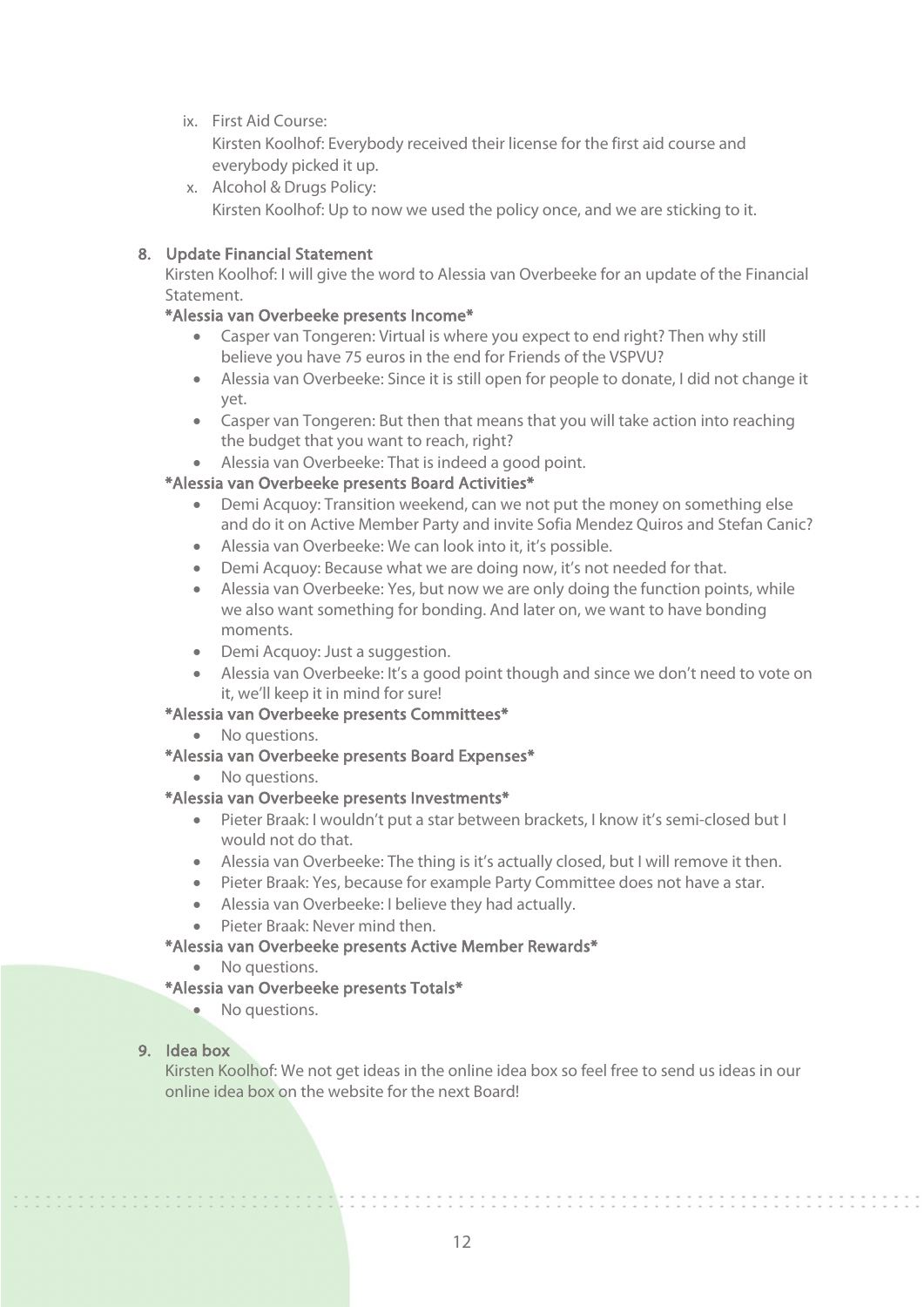ix. First Aid Course:

    Kirsten Koolhof: Everybody received their license for the first aid course and everybody picked it up.

x. Alcohol & Drugs Policy:

    Kirsten Koolhof: Up to now we used the policy once, and we are sticking to it.

## 8. Update Financial Statement

Kirsten Koolhof: I will give the word to Alessia van Overbeeke for an update of the Financial Statement.

**\*Alessia van Overbeeke presents Income\***

- Casper van Tongeren: Virtual is where you expect to end right? Then why still believe you have 75 euros in the end for Friends of the VSPVU?
- Alessia van Overbeeke: Since it is still open for people to donate, I did not change it yet.
- Casper van Tongeren: But then that means that you will take action into reaching the budget that you want to reach, right?
- Alessia van Overbeeke: That is indeed a good point.

**\*Alessia van Overbeeke presents Board Activities\***

- Demi Acquoy: Transition weekend, can we not put the money on something else and do it on Active Member Party and invite Sofia Mendez Quiros and Stefan Canic?
- Alessia van Overbeeke: We can look into it, it's possible.
- Demi Acquoy: Because what we are doing now, it's not needed for that.
- Alessia van Overbeeke: Yes, but now we are only doing the function points, while we also want something for bonding. And later on, we want to have bonding moments.
- Demi Acquoy: Just a suggestion.
- Alessia van Overbeeke: It's a good point though and since we don't need to vote on it, we'll keep it in mind for sure!

**\*Alessia van Overbeeke presents Committees\***

- No questions.

**\*Alessia van Overbeeke presents Board Expenses\***

- No questions.

**\*Alessia van Overbeeke presents Investments\***

- Pieter Braak: I wouldn't put a star between brackets, I know it's semi-closed but I would not do that.
- Alessia van Overbeeke: The thing is it's actually closed, but I will remove it then.
- Pieter Braak: Yes, because for example Party Committee does not have a star.
- Alessia van Overbeeke: I believe they had actually.
- Pieter Braak: Never mind then.

**\*Alessia van Overbeeke presents Active Member Rewards\***

- No questions.

**\*Alessia van Overbeeke presents Totals\***

- No questions.

## 9. Idea box

Kirsten Koolhof: We not get ideas in the online idea box so feel free to send us ideas in our online idea box on the website for the next Board!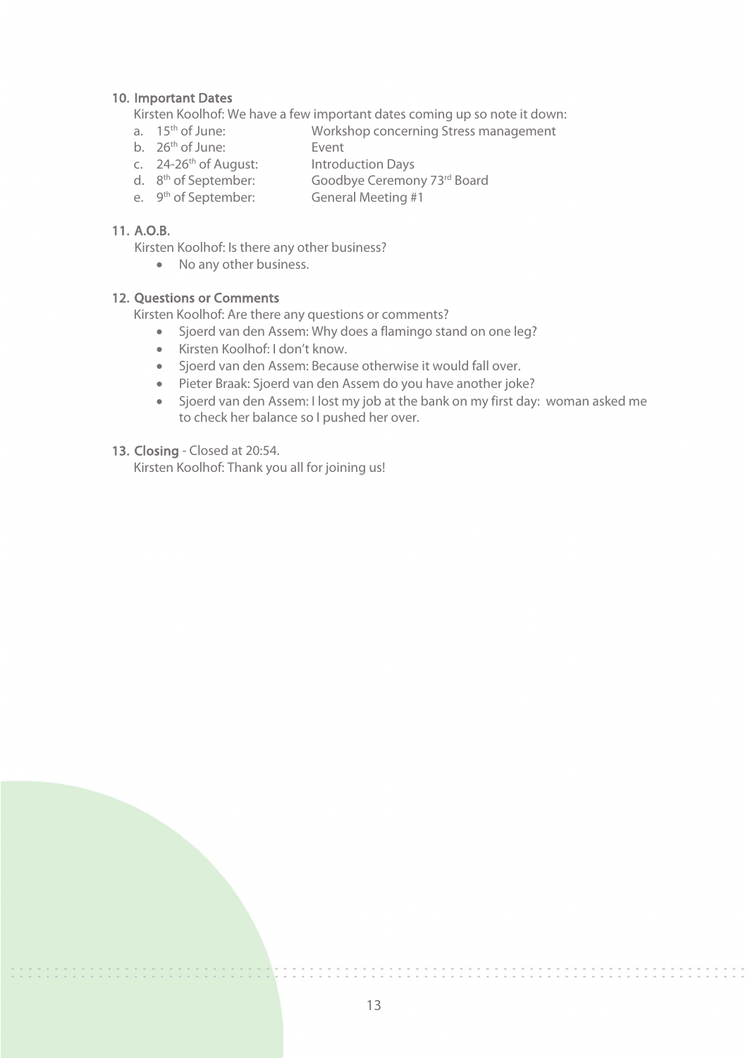## 10. Important Dates

Kirsten Koolhof: We have a few important dates coming up so note it down:

a. 15th of June: Workshop concerning Stress management
b. 26th of June: Event
c. 24-26th of August: Introduction Days
d. 8th of September: Goodbye Ceremony 73rd Board
e. 9th of September: General Meeting #1

## 11. A.O.B.

Kirsten Koolhof: Is there any other business?

- No any other business.

## 12. Questions or Comments

Kirsten Koolhof: Are there any questions or comments?

- Sjoerd van den Assem: Why does a flamingo stand on one leg?
- Kirsten Koolhof: I don't know.
- Sjoerd van den Assem: Because otherwise it would fall over.
- Pieter Braak: Sjoerd van den Assem do you have another joke?
- Sjoerd van den Assem: I lost my job at the bank on my first day: woman asked me to check her balance so I pushed her over.

## 13. Closing - Closed at 20:54.

Kirsten Koolhof: Thank you all for joining us!